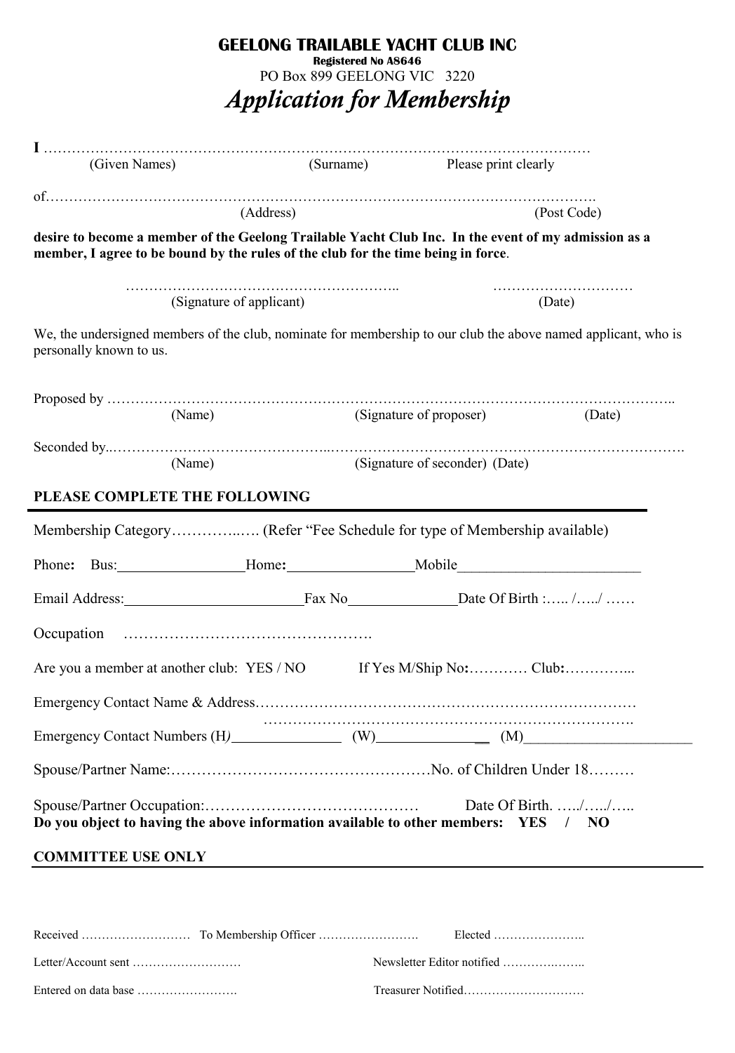# GEELONG TRAILABLE YACHT CLUB INC

**Registered No A8646**

PO Box 899 GEELONG VIC 3220

## *Application for Membership*

**I** ………………………………………………………………………………………………………

(Given Names) (Surname) Please print clearly

of…………………………………………………………………………………………………….

(Address) (Post Code)

**desire to become a member of the Geelong Trailable Yacht Club Inc. In the event of my admission as a member, I agree to be bound by the rules of the club for the time being in force**.

………………………………………………….. …………………………

(Signature of applicant) (Date)

We, the undersigned members of the club, nominate for membership to our club the above named applicant, who is personally known to us.

Proposed by ………………………………………………………………………………………………………..

(Name) (Signature of proposer) (Date)

Seconded by..……………………………………..…………………………………………………………………….

(Name) (Signature of seconder) (Date)

**PLEASE COMPLETE THE FOLLOWING**

Membership Category…………..…. (Refer "Fee Schedule for type of Membership available)

Phone**:** Bus:_________________Home**:**_________________Mobile________________________

Email Address:________________________Fax No______________Date Of Birth :….. /…../ ……

Occupation ………………………………………….

Are you a member at another club: YES / NO If Yes M/Ship No**:**………… Club**:**…………...

Emergency Contact Name & Address…………………………………………………………………

………………………………………………………………….

Emergency Contact Numbers (H)______________ (W)______________ (M)______________________

Spouse/Partner Name:……………………………………………No. of Children Under 18………

Spouse/Partner Occupation:…………………………………… Date Of Birth. …../…../…..

**Do you object to having the above information available to other members: YES / NO**

**COMMITTEE USE ONLY**

Received ……………………… To Membership Officer ……………………. Elected …………………..

Letter/Account sent ……………………… Newsletter Editor notified ……………..…..

Entered on data base ……………………. Treasurer Notified…………………………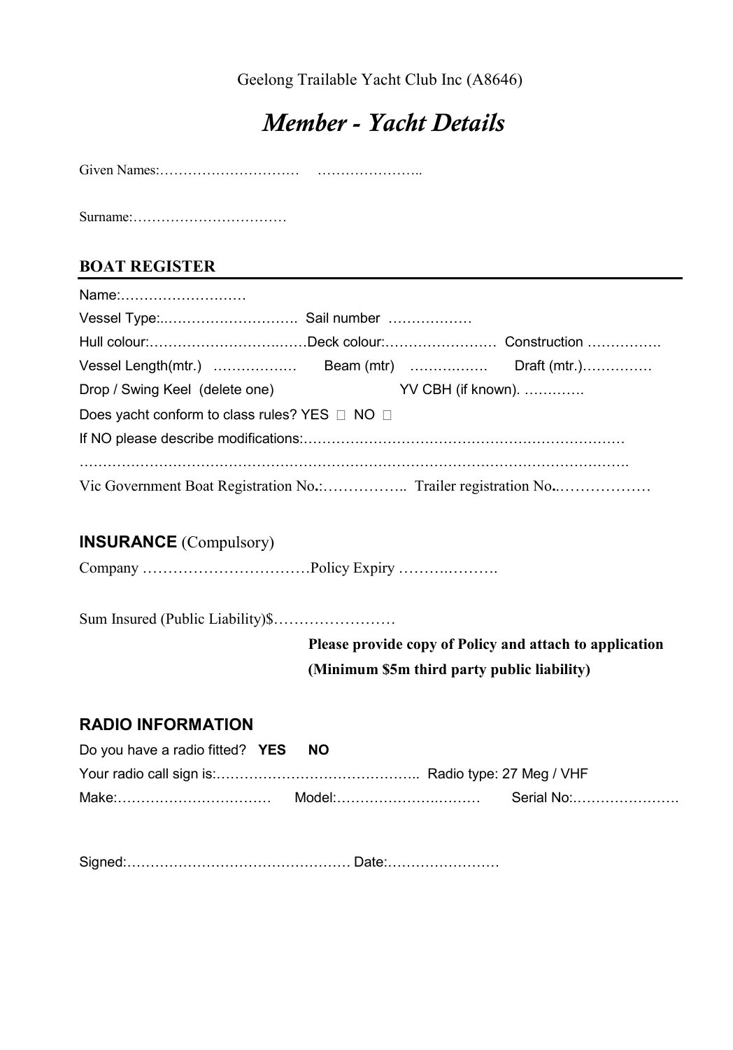Geelong Trailable Yacht Club Inc (A8646)

# *Member - Yacht Details*

Given Names:…………………………  …………………..

Surname:……………………………

## BOAT REGISTER

Name:………………………

Vessel Type:………………………. Sail number ………………

Hull colour:……………………………Deck colour:…………………… Construction …………….

Vessel Length(mtr.) ……………… Beam (mtr) ……………. Draft (mtr.)……………

Drop / Swing Keel (delete one) YV CBH (if known). ………….

Does yacht conform to class rules? YES ☐ NO ☐

If NO please describe modifications:……………………………………………………………

…………………………………………………………………………………………………….

Vic Government Boat Registration No.:…………….. Trailer registration No..………………

## INSURANCE (Compulsory)

Company ……………………………Policy Expiry ……….……….

Sum Insured (Public Liability)$……………………

**Please provide copy of Policy and attach to application**
**(Minimum $5m third party public liability)**

## RADIO INFORMATION

Do you have a radio fitted? **YES NO**

Your radio call sign is:…………………………………….. Radio type: 27 Meg / VHF

Make:…………………………… Model:………………………… Serial No:………………….

Signed:………………………………………… Date:……………………